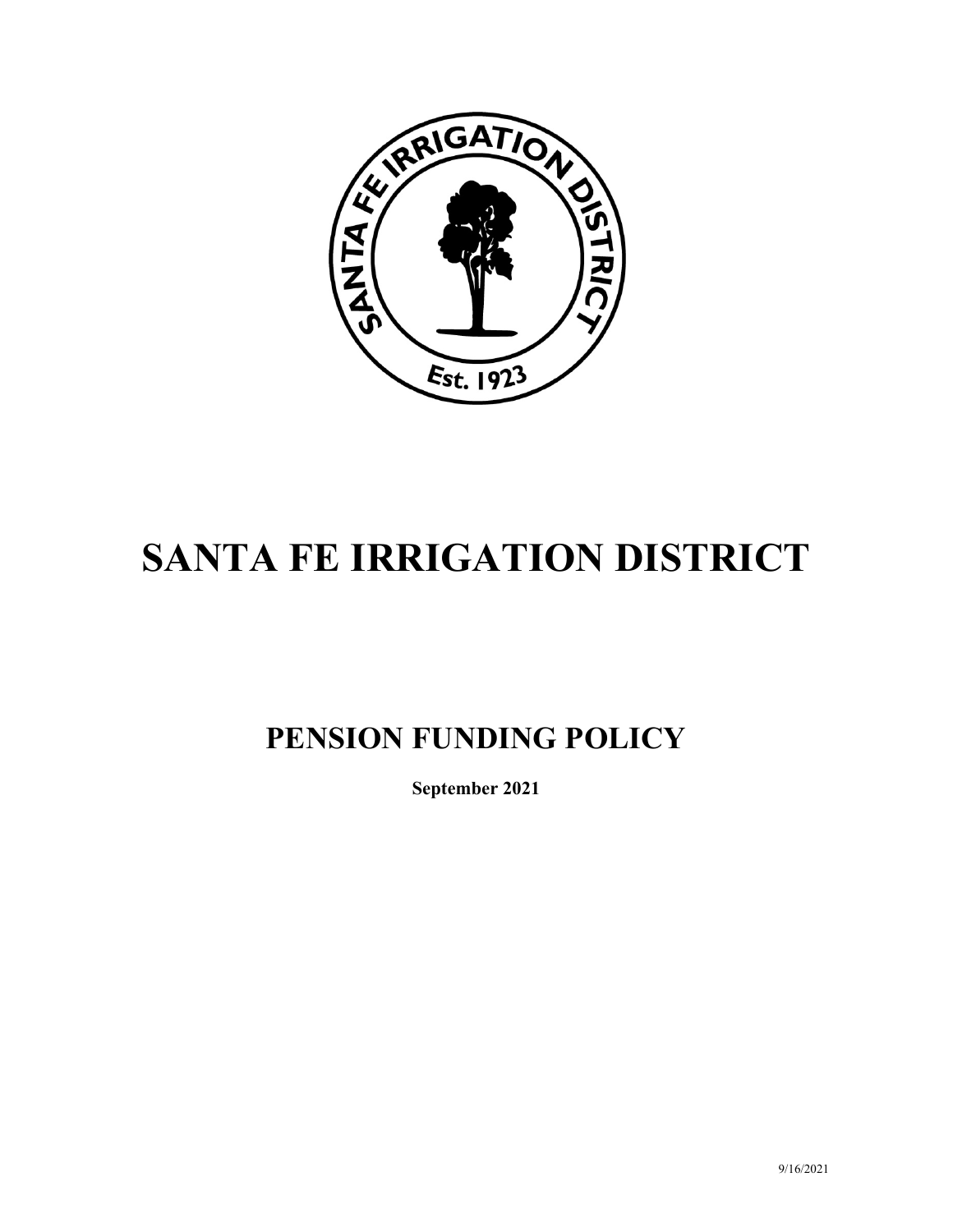# SANTA FE IRRIGATION DISTRICT

## PENSION FUNDING POLICY

**September 2021**

9/16/2021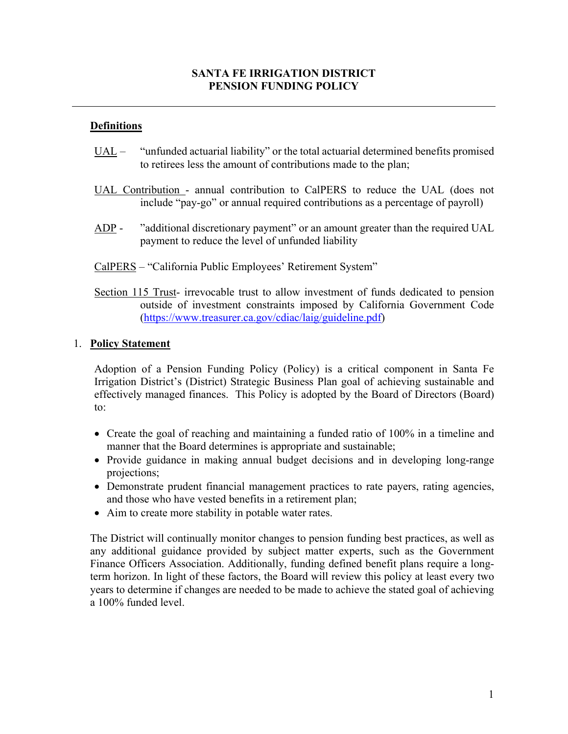**SANTA FE IRRIGATION DISTRICT**
**PENSION FUNDING POLICY**

---

## Definitions

UAL – "unfunded actuarial liability" or the total actuarial determined benefits promised to retirees less the amount of contributions made to the plan;

UAL Contribution - annual contribution to CalPERS to reduce the UAL (does not include "pay-go" or annual required contributions as a percentage of payroll)

ADP - "additional discretionary payment" or an amount greater than the required UAL payment to reduce the level of unfunded liability

CalPERS – "California Public Employees' Retirement System"

Section 115 Trust- irrevocable trust to allow investment of funds dedicated to pension outside of investment constraints imposed by California Government Code (https://www.treasurer.ca.gov/cdiac/laig/guideline.pdf)

## 1. Policy Statement

Adoption of a Pension Funding Policy (Policy) is a critical component in Santa Fe Irrigation District's (District) Strategic Business Plan goal of achieving sustainable and effectively managed finances. This Policy is adopted by the Board of Directors (Board) to:

- Create the goal of reaching and maintaining a funded ratio of 100% in a timeline and manner that the Board determines is appropriate and sustainable;
- Provide guidance in making annual budget decisions and in developing long-range projections;
- Demonstrate prudent financial management practices to rate payers, rating agencies, and those who have vested benefits in a retirement plan;
- Aim to create more stability in potable water rates.

The District will continually monitor changes to pension funding best practices, as well as any additional guidance provided by subject matter experts, such as the Government Finance Officers Association. Additionally, funding defined benefit plans require a long-term horizon. In light of these factors, the Board will review this policy at least every two years to determine if changes are needed to be made to achieve the stated goal of achieving a 100% funded level.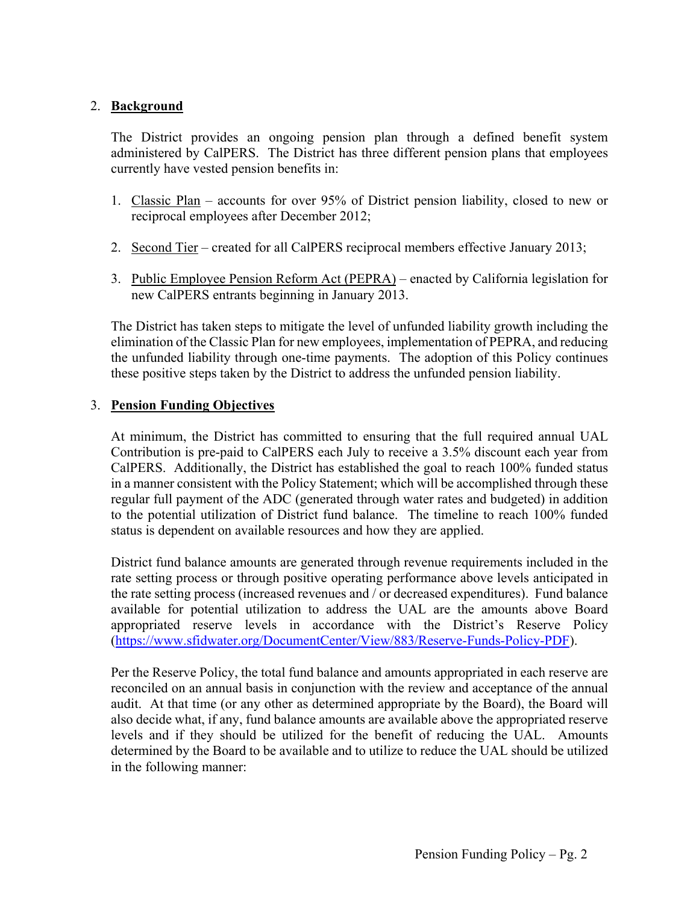## 2. **Background**

The District provides an ongoing pension plan through a defined benefit system administered by CalPERS. The District has three different pension plans that employees currently have vested pension benefits in:

1. Classic Plan – accounts for over 95% of District pension liability, closed to new or reciprocal employees after December 2012;

2. Second Tier – created for all CalPERS reciprocal members effective January 2013;

3. Public Employee Pension Reform Act (PEPRA) – enacted by California legislation for new CalPERS entrants beginning in January 2013.

The District has taken steps to mitigate the level of unfunded liability growth including the elimination of the Classic Plan for new employees, implementation of PEPRA, and reducing the unfunded liability through one-time payments. The adoption of this Policy continues these positive steps taken by the District to address the unfunded pension liability.

## 3. **Pension Funding Objectives**

At minimum, the District has committed to ensuring that the full required annual UAL Contribution is pre-paid to CalPERS each July to receive a 3.5% discount each year from CalPERS. Additionally, the District has established the goal to reach 100% funded status in a manner consistent with the Policy Statement; which will be accomplished through these regular full payment of the ADC (generated through water rates and budgeted) in addition to the potential utilization of District fund balance. The timeline to reach 100% funded status is dependent on available resources and how they are applied.

District fund balance amounts are generated through revenue requirements included in the rate setting process or through positive operating performance above levels anticipated in the rate setting process (increased revenues and / or decreased expenditures). Fund balance available for potential utilization to address the UAL are the amounts above Board appropriated reserve levels in accordance with the District's Reserve Policy (https://www.sfidwater.org/DocumentCenter/View/883/Reserve-Funds-Policy-PDF).

Per the Reserve Policy, the total fund balance and amounts appropriated in each reserve are reconciled on an annual basis in conjunction with the review and acceptance of the annual audit. At that time (or any other as determined appropriate by the Board), the Board will also decide what, if any, fund balance amounts are available above the appropriated reserve levels and if they should be utilized for the benefit of reducing the UAL. Amounts determined by the Board to be available and to utilize to reduce the UAL should be utilized in the following manner: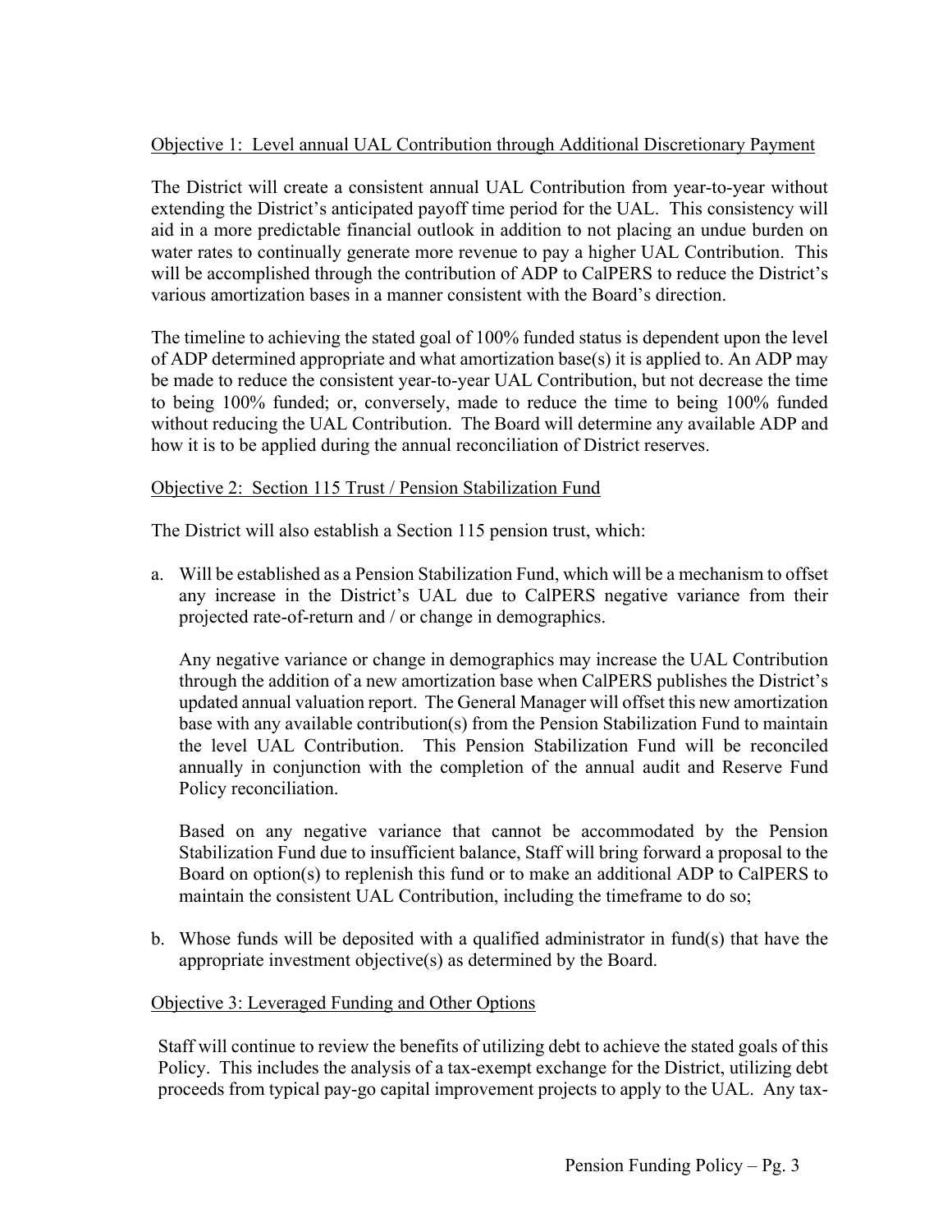Objective 1: Level annual UAL Contribution through Additional Discretionary Payment

The District will create a consistent annual UAL Contribution from year-to-year without extending the District's anticipated payoff time period for the UAL. This consistency will aid in a more predictable financial outlook in addition to not placing an undue burden on water rates to continually generate more revenue to pay a higher UAL Contribution. This will be accomplished through the contribution of ADP to CalPERS to reduce the District's various amortization bases in a manner consistent with the Board's direction.

The timeline to achieving the stated goal of 100% funded status is dependent upon the level of ADP determined appropriate and what amortization base(s) it is applied to. An ADP may be made to reduce the consistent year-to-year UAL Contribution, but not decrease the time to being 100% funded; or, conversely, made to reduce the time to being 100% funded without reducing the UAL Contribution. The Board will determine any available ADP and how it is to be applied during the annual reconciliation of District reserves.

Objective 2: Section 115 Trust / Pension Stabilization Fund

The District will also establish a Section 115 pension trust, which:

a. Will be established as a Pension Stabilization Fund, which will be a mechanism to offset any increase in the District's UAL due to CalPERS negative variance from their projected rate-of-return and / or change in demographics.

   Any negative variance or change in demographics may increase the UAL Contribution through the addition of a new amortization base when CalPERS publishes the District's updated annual valuation report. The General Manager will offset this new amortization base with any available contribution(s) from the Pension Stabilization Fund to maintain the level UAL Contribution. This Pension Stabilization Fund will be reconciled annually in conjunction with the completion of the annual audit and Reserve Fund Policy reconciliation.

   Based on any negative variance that cannot be accommodated by the Pension Stabilization Fund due to insufficient balance, Staff will bring forward a proposal to the Board on option(s) to replenish this fund or to make an additional ADP to CalPERS to maintain the consistent UAL Contribution, including the timeframe to do so;

b. Whose funds will be deposited with a qualified administrator in fund(s) that have the appropriate investment objective(s) as determined by the Board.

Objective 3: Leveraged Funding and Other Options

Staff will continue to review the benefits of utilizing debt to achieve the stated goals of this Policy. This includes the analysis of a tax-exempt exchange for the District, utilizing debt proceeds from typical pay-go capital improvement projects to apply to the UAL. Any tax-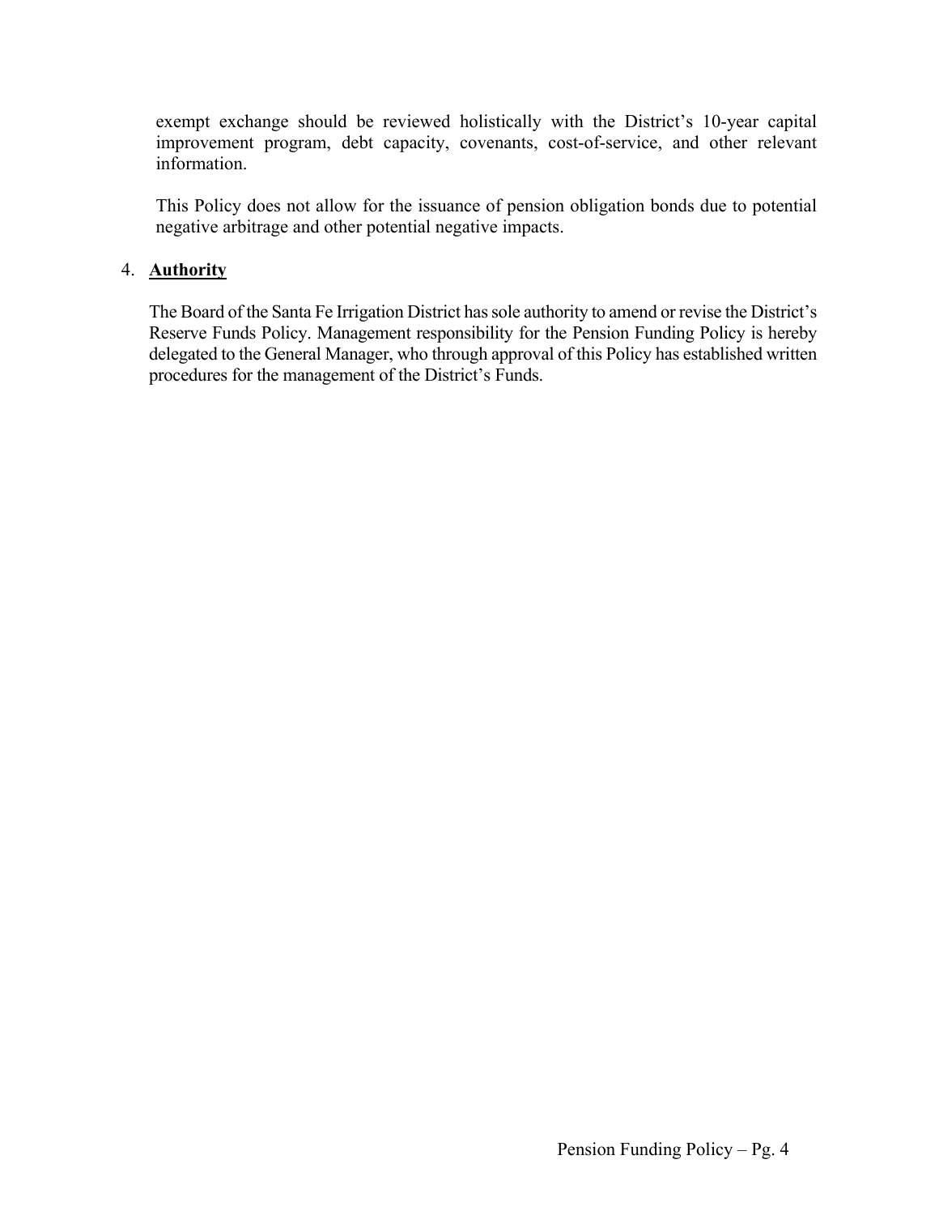exempt exchange should be reviewed holistically with the District's 10-year capital improvement program, debt capacity, covenants, cost-of-service, and other relevant information.

This Policy does not allow for the issuance of pension obligation bonds due to potential negative arbitrage and other potential negative impacts.

4. **Authority**

The Board of the Santa Fe Irrigation District has sole authority to amend or revise the District's Reserve Funds Policy. Management responsibility for the Pension Funding Policy is hereby delegated to the General Manager, who through approval of this Policy has established written procedures for the management of the District's Funds.